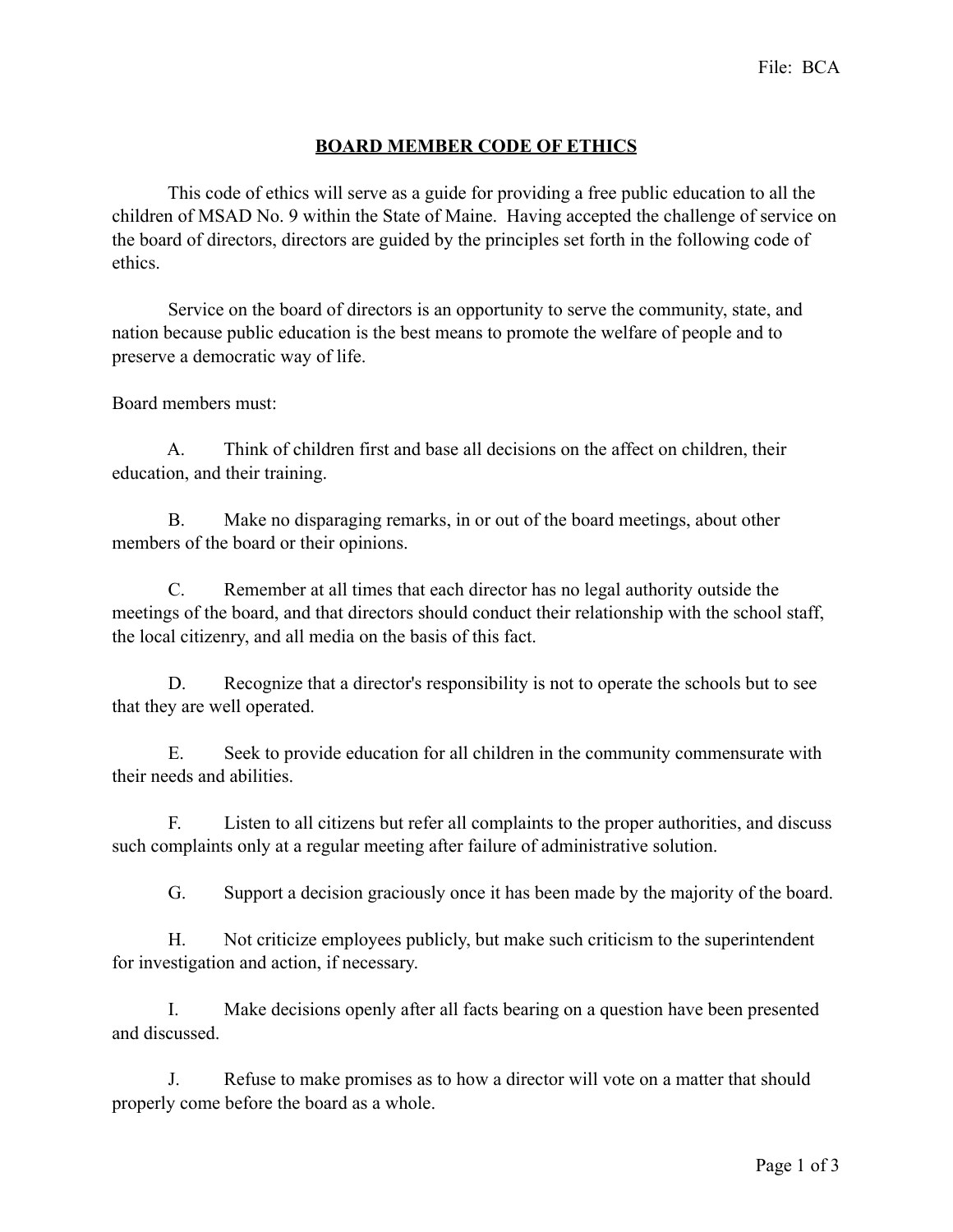File: BCA

# BOARD MEMBER CODE OF ETHICS

This code of ethics will serve as a guide for providing a free public education to all the children of MSAD No. 9 within the State of Maine. Having accepted the challenge of service on the board of directors, directors are guided by the principles set forth in the following code of ethics.

Service on the board of directors is an opportunity to serve the community, state, and nation because public education is the best means to promote the welfare of people and to preserve a democratic way of life.

Board members must:

A. Think of children first and base all decisions on the affect on children, their education, and their training.

B. Make no disparaging remarks, in or out of the board meetings, about other members of the board or their opinions.

C. Remember at all times that each director has no legal authority outside the meetings of the board, and that directors should conduct their relationship with the school staff, the local citizenry, and all media on the basis of this fact.

D. Recognize that a director's responsibility is not to operate the schools but to see that they are well operated.

E. Seek to provide education for all children in the community commensurate with their needs and abilities.

F. Listen to all citizens but refer all complaints to the proper authorities, and discuss such complaints only at a regular meeting after failure of administrative solution.

G. Support a decision graciously once it has been made by the majority of the board.

H. Not criticize employees publicly, but make such criticism to the superintendent for investigation and action, if necessary.

I. Make decisions openly after all facts bearing on a question have been presented and discussed.

J. Refuse to make promises as to how a director will vote on a matter that should properly come before the board as a whole.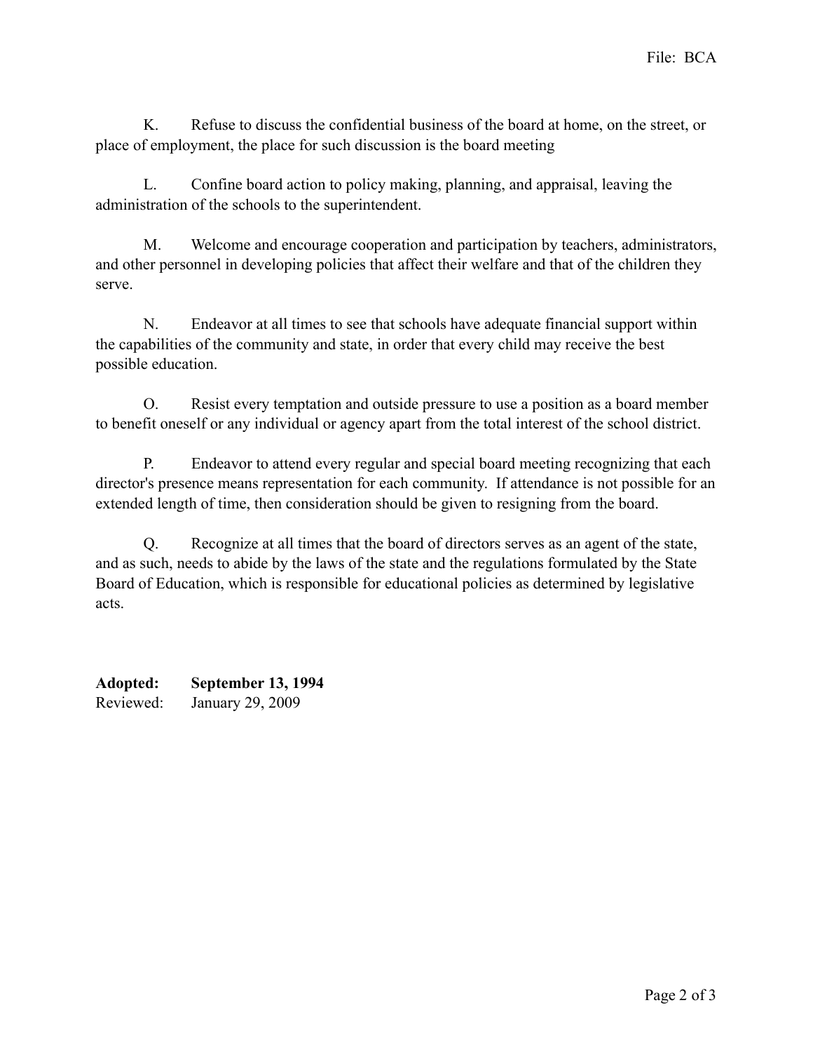K. Refuse to discuss the confidential business of the board at home, on the street, or place of employment, the place for such discussion is the board meeting

L. Confine board action to policy making, planning, and appraisal, leaving the administration of the schools to the superintendent.

M. Welcome and encourage cooperation and participation by teachers, administrators, and other personnel in developing policies that affect their welfare and that of the children they serve.

N. Endeavor at all times to see that schools have adequate financial support within the capabilities of the community and state, in order that every child may receive the best possible education.

O. Resist every temptation and outside pressure to use a position as a board member to benefit oneself or any individual or agency apart from the total interest of the school district.

P. Endeavor to attend every regular and special board meeting recognizing that each director's presence means representation for each community. If attendance is not possible for an extended length of time, then consideration should be given to resigning from the board.

Q. Recognize at all times that the board of directors serves as an agent of the state, and as such, needs to abide by the laws of the state and the regulations formulated by the State Board of Education, which is responsible for educational policies as determined by legislative acts.

**Adopted: September 13, 1994**
Reviewed: January 29, 2009